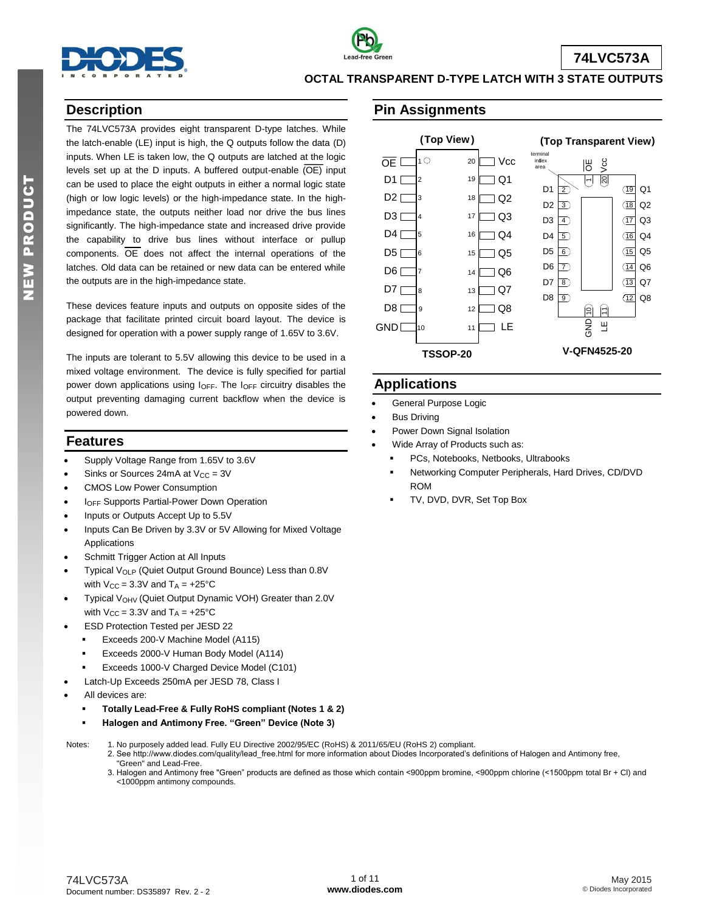# 74LVC573A

## OCTAL TRANSPARENT D-TYPE LATCH WITH 3 STATE OUTPUTS

## Description

The 74LVC573A provides eight transparent D-type latches. While the latch-enable (LE) input is high, the Q outputs follow the data (D) inputs. When LE is taken low, the Q outputs are latched at the logic levels set up at the D inputs. A buffered output-enable ($\overline{OE}$) input can be used to place the eight outputs in either a normal logic state (high or low logic levels) or the high-impedance state. In the high-impedance state, the outputs neither load nor drive the bus lines significantly. The high-impedance state and increased drive provide the capability to drive bus lines without interface or pullup components. $\overline{OE}$ does not affect the internal operations of the latches. Old data can be retained or new data can be entered while the outputs are in the high-impedance state.

These devices feature inputs and outputs on opposite sides of the package that facilitate printed circuit board layout. The device is designed for operation with a power supply range of 1.65V to 3.6V.

The inputs are tolerant to 5.5V allowing this device to be used in a mixed voltage environment. The device is fully specified for partial power down applications using $I_{OFF}$. The $I_{OFF}$ circuitry disables the output preventing damaging current backflow when the device is powered down.

## Pin Assignments

**(Top View)** — TSSOP-20

| Pin | Name | Pin | Name |
|---|---|---|---|
| 1 | $\overline{OE}$ | 20 | Vcc |
| 2 | D1 | 19 | Q1 |
| 3 | D2 | 18 | Q2 |
| 4 | D3 | 17 | Q3 |
| 5 | D4 | 16 | Q4 |
| 6 | D5 | 15 | Q5 |
| 7 | D6 | 14 | Q6 |
| 8 | D7 | 13 | Q7 |
| 9 | D8 | 12 | Q8 |
| 10 | GND | 11 | LE |

**(Top Transparent View)** — V-QFN4525-20

| Pin | Name | Pin | Name |
|---|---|---|---|
| 1 | $\overline{OE}$ | 20 | Vcc |
| 2 | D1 | 19 | Q1 |
| 3 | D2 | 18 | Q2 |
| 4 | D3 | 17 | Q3 |
| 5 | D4 | 16 | Q4 |
| 6 | D5 | 15 | Q5 |
| 7 | D6 | 14 | Q6 |
| 8 | D7 | 13 | Q7 |
| 9 | D8 | 12 | Q8 |
| 10 | GND | 11 | LE |

## Features

- Supply Voltage Range from 1.65V to 3.6V
- Sinks or Sources 24mA at $V_{CC}$ = 3V
- CMOS Low Power Consumption
- $I_{OFF}$ Supports Partial-Power Down Operation
- Inputs or Outputs Accept Up to 5.5V
- Inputs Can Be Driven by 3.3V or 5V Allowing for Mixed Voltage Applications
- Schmitt Trigger Action at All Inputs
- Typical $V_{OLP}$ (Quiet Output Ground Bounce) Less than 0.8V with $V_{CC}$ = 3.3V and $T_A$ = +25°C
- Typical $V_{OHV}$ (Quiet Output Dynamic VOH) Greater than 2.0V with $V_{CC}$ = 3.3V and $T_A$ = +25°C
- ESD Protection Tested per JESD 22
  - Exceeds 200-V Machine Model (A115)
  - Exceeds 2000-V Human Body Model (A114)
  - Exceeds 1000-V Charged Device Model (C101)
- Latch-Up Exceeds 250mA per JESD 78, Class I
- All devices are:
  - **Totally Lead-Free & Fully RoHS compliant (Notes 1 & 2)**
  - **Halogen and Antimony Free. "Green" Device (Note 3)**

## Applications

- General Purpose Logic
- Bus Driving
- Power Down Signal Isolation
- Wide Array of Products such as:
  - PCs, Notebooks, Netbooks, Ultrabooks
  - Networking Computer Peripherals, Hard Drives, CD/DVD ROM
  - TV, DVD, DVR, Set Top Box

Notes:
1. No purposely added lead. Fully EU Directive 2002/95/EC (RoHS) & 2011/65/EU (RoHS 2) compliant.
2. See http://www.diodes.com/quality/lead_free.html for more information about Diodes Incorporated's definitions of Halogen and Antimony free, "Green" and Lead-Free.
3. Halogen and Antimony free "Green" products are defined as those which contain <900ppm bromine, <900ppm chlorine (<1500ppm total Br + Cl) and <1000ppm antimony compounds.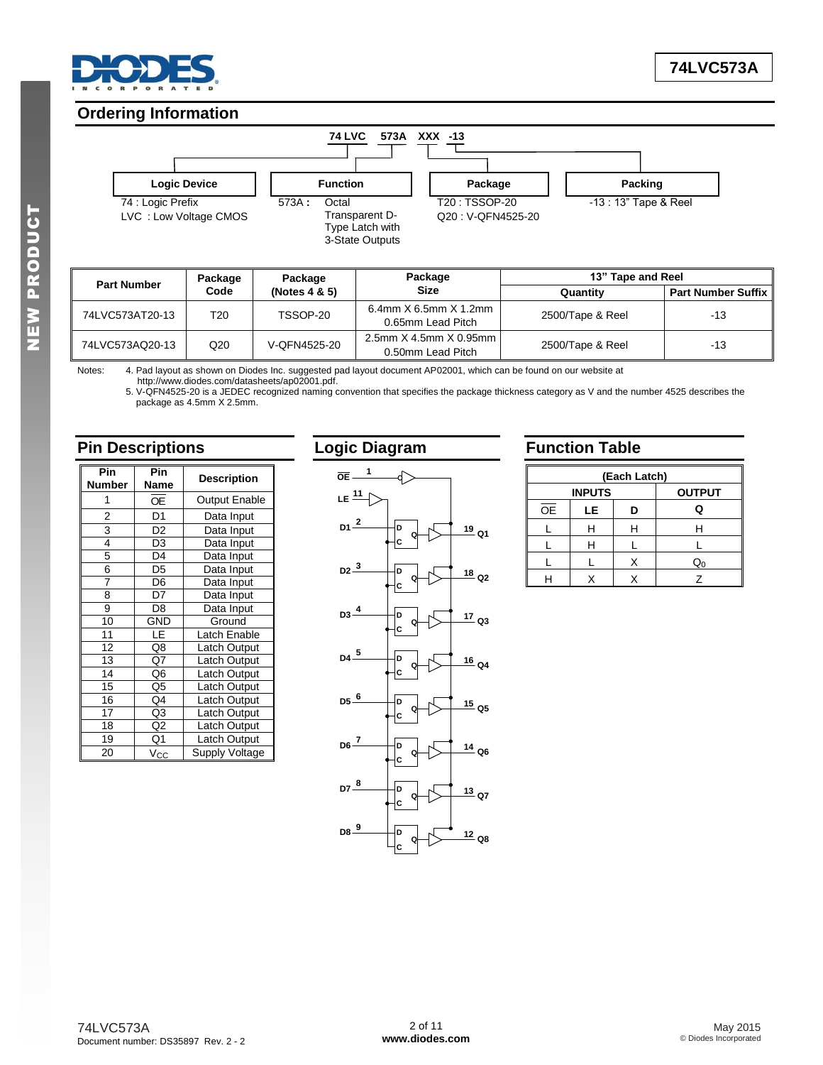## Ordering Information

74 LVC 573A XXX -13

| Logic Device | Function | Package | Packing |
|---|---|---|---|
| 74 : Logic Prefix<br>LVC : Low Voltage CMOS | 573A : Octal Transparent D-Type Latch with 3-State Outputs | T20 : TSSOP-20<br>Q20 : V-QFN4525-20 | -13 : 13" Tape & Reel |

| Part Number | Package Code | Package (Notes 4 & 5) | Package Size | 13" Tape and Reel | |
|---|---|---|---|---|---|
| | | | | Quantity | Part Number Suffix |
| 74LVC573AT20-13 | T20 | TSSOP-20 | 6.4mm X 6.5mm X 1.2mm 0.65mm Lead Pitch | 2500/Tape & Reel | -13 |
| 74LVC573AQ20-13 | Q20 | V-QFN4525-20 | 2.5mm X 4.5mm X 0.95mm 0.50mm Lead Pitch | 2500/Tape & Reel | -13 |

Notes:
4. Pad layout as shown on Diodes Inc. suggested pad layout document AP02001, which can be found on our website at http://www.diodes.com/datasheets/ap02001.pdf.
5. V-QFN4525-20 is a JEDEC recognized naming convention that specifies the package thickness category as V and the number 4525 describes the package as 4.5mm X 2.5mm.

## Pin Descriptions

| Pin Number | Pin Name | Description |
|---|---|---|
| 1 | $\overline{OE}$ | Output Enable |
| 2 | D1 | Data Input |
| 3 | D2 | Data Input |
| 4 | D3 | Data Input |
| 5 | D4 | Data Input |
| 6 | D5 | Data Input |
| 7 | D6 | Data Input |
| 8 | D7 | Data Input |
| 9 | D8 | Data Input |
| 10 | GND | Ground |
| 11 | LE | Latch Enable |
| 12 | Q8 | Latch Output |
| 13 | Q7 | Latch Output |
| 14 | Q6 | Latch Output |
| 15 | Q5 | Latch Output |
| 16 | Q4 | Latch Output |
| 17 | Q3 | Latch Output |
| 18 | Q2 | Latch Output |
| 19 | Q1 | Latch Output |
| 20 | $V_{CC}$ | Supply Voltage |

## Logic Diagram

## Function Table

| (Each Latch) | | | |
|---|---|---|---|
| INPUTS | | | OUTPUT |
| $\overline{OE}$ | LE | D | Q |
| L | H | H | H |
| L | H | L | L |
| L | L | X | $Q_0$ |
| H | X | X | Z |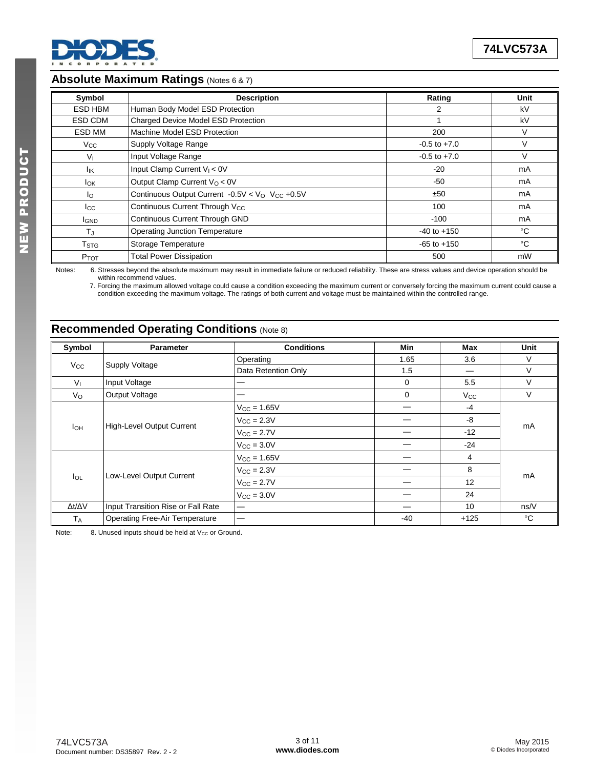## Absolute Maximum Ratings (Notes 6 & 7)

| Symbol | Description | Rating | Unit |
|---|---|---|---|
| ESD HBM | Human Body Model ESD Protection | 2 | kV |
| ESD CDM | Charged Device Model ESD Protection | 1 | kV |
| ESD MM | Machine Model ESD Protection | 200 | V |
| $V_{CC}$ | Supply Voltage Range | -0.5 to +7.0 | V |
| $V_I$ | Input Voltage Range | -0.5 to +7.0 | V |
| $I_{IK}$ | Input Clamp Current $V_I < 0V$ | -20 | mA |
| $I_{OK}$ | Output Clamp Current $V_O < 0V$ | -50 | mA |
| $I_O$ | Continuous Output Current $-0.5V < V_O$ $V_{CC}$ +0.5V | ±50 | mA |
| $I_{CC}$ | Continuous Current Through $V_{CC}$ | 100 | mA |
| $I_{GND}$ | Continuous Current Through GND | -100 | mA |
| $T_J$ | Operating Junction Temperature | -40 to +150 | °C |
| $T_{STG}$ | Storage Temperature | -65 to +150 | °C |
| $P_{TOT}$ | Total Power Dissipation | 500 | mW |

Notes: 6. Stresses beyond the absolute maximum may result in immediate failure or reduced reliability. These are stress values and device operation should be within recommend values.
7. Forcing the maximum allowed voltage could cause a condition exceeding the maximum current or conversely forcing the maximum current could cause a condition exceeding the maximum voltage. The ratings of both current and voltage must be maintained within the controlled range.

## Recommended Operating Conditions (Note 8)

| Symbol | Parameter | Conditions | Min | Max | Unit |
|---|---|---|---|---|---|
| $V_{CC}$ | Supply Voltage | Operating | 1.65 | 3.6 | V |
| | | Data Retention Only | 1.5 | — | V |
| $V_I$ | Input Voltage | — | 0 | 5.5 | V |
| $V_O$ | Output Voltage | — | 0 | $V_{CC}$ | V |
| $I_{OH}$ | High-Level Output Current | $V_{CC}$ = 1.65V | — | -4 | mA |
| | | $V_{CC}$ = 2.3V | — | -8 | |
| | | $V_{CC}$ = 2.7V | — | -12 | |
| | | $V_{CC}$ = 3.0V | — | -24 | |
| $I_{OL}$ | Low-Level Output Current | $V_{CC}$ = 1.65V | — | 4 | mA |
| | | $V_{CC}$ = 2.3V | — | 8 | |
| | | $V_{CC}$ = 2.7V | — | 12 | |
| | | $V_{CC}$ = 3.0V | — | 24 | |
| $\Delta t/\Delta V$ | Input Transition Rise or Fall Rate | — | — | 10 | ns/V |
| $T_A$ | Operating Free-Air Temperature | — | -40 | +125 | °C |

Note: 8. Unused inputs should be held at $V_{CC}$ or Ground.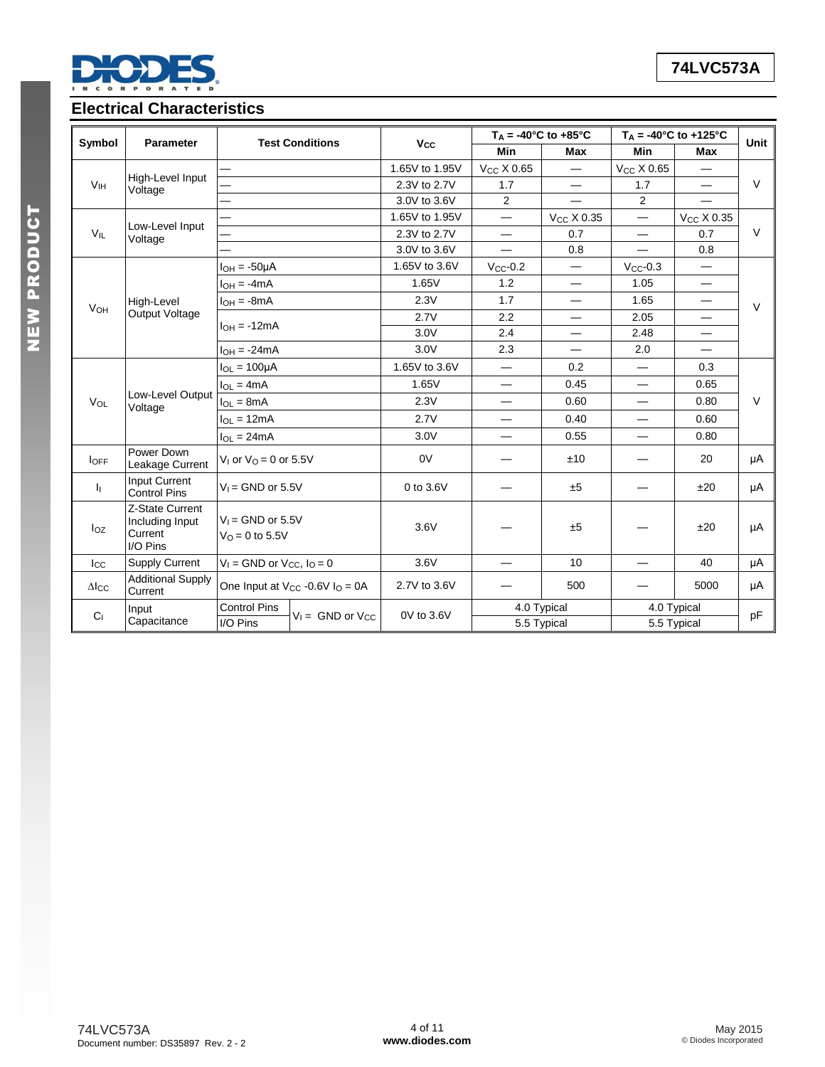## Electrical Characteristics

| Symbol | Parameter | Test Conditions | | $V_{CC}$ | $T_A$ = -40°C to +85°C | | $T_A$ = -40°C to +125°C | | Unit |
|---|---|---|---|---|---|---|---|---|---|
| | | | | | Min | Max | Min | Max | |
| $V_{IH}$ | High-Level Input Voltage | — | | 1.65V to 1.95V | $V_{CC}$ X 0.65 | — | $V_{CC}$ X 0.65 | — | V |
| | | — | | 2.3V to 2.7V | 1.7 | — | 1.7 | — | |
| | | — | | 3.0V to 3.6V | 2 | — | 2 | — | |
| $V_{IL}$ | Low-Level Input Voltage | — | | 1.65V to 1.95V | — | $V_{CC}$ X 0.35 | — | $V_{CC}$ X 0.35 | V |
| | | — | | 2.3V to 2.7V | — | 0.7 | — | 0.7 | |
| | | — | | 3.0V to 3.6V | — | 0.8 | — | 0.8 | |
| $V_{OH}$ | High-Level Output Voltage | $I_{OH}$ = -50µA | | 1.65V to 3.6V | $V_{CC}$-0.2 | — | $V_{CC}$-0.3 | — | V |
| | | $I_{OH}$ = -4mA | | 1.65V | 1.2 | — | 1.05 | — | |
| | | $I_{OH}$ = -8mA | | 2.3V | 1.7 | — | 1.65 | — | |
| | | $I_{OH}$ = -12mA | | 2.7V | 2.2 | — | 2.05 | — | |
| | | | | 3.0V | 2.4 | — | 2.48 | — | |
| | | $I_{OH}$ = -24mA | | 3.0V | 2.3 | — | 2.0 | — | |
| $V_{OL}$ | Low-Level Output Voltage | $I_{OL}$ = 100µA | | 1.65V to 3.6V | — | 0.2 | — | 0.3 | V |
| | | $I_{OL}$ = 4mA | | 1.65V | — | 0.45 | — | 0.65 | |
| | | $I_{OL}$ = 8mA | | 2.3V | — | 0.60 | — | 0.80 | |
| | | $I_{OL}$ = 12mA | | 2.7V | — | 0.40 | — | 0.60 | |
| | | $I_{OL}$ = 24mA | | 3.0V | — | 0.55 | — | 0.80 | |
| $I_{OFF}$ | Power Down Leakage Current | $V_I$ or $V_O$ = 0 or 5.5V | | 0V | — | ±10 | — | 20 | µA |
| $I_I$ | Input Current Control Pins | $V_I$ = GND or 5.5V | | 0 to 3.6V | — | ±5 | — | ±20 | µA |
| $I_{OZ}$ | Z-State Current Including Input Current I/O Pins | $V_I$ = GND or 5.5V, $V_O$ = 0 to 5.5V | | 3.6V | — | ±5 | — | ±20 | µA |
| $I_{CC}$ | Supply Current | $V_I$ = GND or $V_{CC}$, $I_O$ = 0 | | 3.6V | — | 10 | — | 40 | µA |
| $\Delta I_{CC}$ | Additional Supply Current | One Input at $V_{CC}$ -0.6V $I_O$ = 0A | | 2.7V to 3.6V | — | 500 | — | 5000 | µA |
| $C_I$ | Input Capacitance | Control Pins | $V_I$ = GND or $V_{CC}$ | 0V to 3.6V | 4.0 Typical | | 4.0 Typical | | pF |
| | | I/O Pins | | | 5.5 Typical | | 5.5 Typical | | |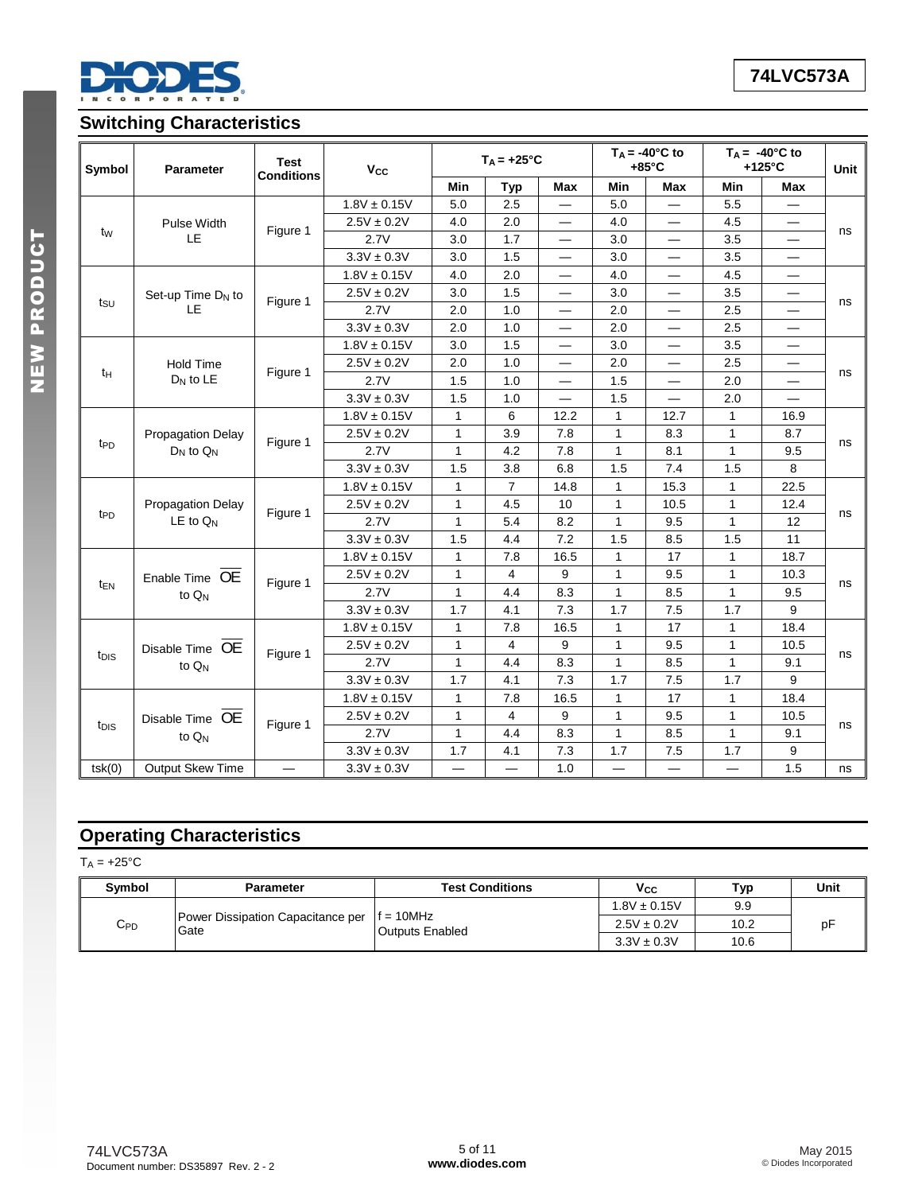## Switching Characteristics

| Symbol | Parameter | Test Conditions | $V_{CC}$ | $T_A$ = +25°C | | | $T_A$ = -40°C to +85°C | | $T_A$ = -40°C to +125°C | | Unit |
|---|---|---|---|---|---|---|---|---|---|---|---|
| | | | | Min | Typ | Max | Min | Max | Min | Max | |
| $t_W$ | Pulse Width LE | Figure 1 | 1.8V ± 0.15V | 5.0 | 2.5 | — | 5.0 | — | 5.5 | — | ns |
| | | | 2.5V ± 0.2V | 4.0 | 2.0 | — | 4.0 | — | 4.5 | — | |
| | | | 2.7V | 3.0 | 1.7 | — | 3.0 | — | 3.5 | — | |
| | | | 3.3V ± 0.3V | 3.0 | 1.5 | — | 3.0 | — | 3.5 | — | |
| $t_{SU}$ | Set-up Time $D_N$ to LE | Figure 1 | 1.8V ± 0.15V | 4.0 | 2.0 | — | 4.0 | — | 4.5 | — | ns |
| | | | 2.5V ± 0.2V | 3.0 | 1.5 | — | 3.0 | — | 3.5 | — | |
| | | | 2.7V | 2.0 | 1.0 | — | 2.0 | — | 2.5 | — | |
| | | | 3.3V ± 0.3V | 2.0 | 1.0 | — | 2.0 | — | 2.5 | — | |
| $t_H$ | Hold Time $D_N$ to LE | Figure 1 | 1.8V ± 0.15V | 3.0 | 1.5 | — | 3.0 | — | 3.5 | — | ns |
| | | | 2.5V ± 0.2V | 2.0 | 1.0 | — | 2.0 | — | 2.5 | — | |
| | | | 2.7V | 1.5 | 1.0 | — | 1.5 | — | 2.0 | — | |
| | | | 3.3V ± 0.3V | 1.5 | 1.0 | — | 1.5 | — | 2.0 | — | |
| $t_{PD}$ | Propagation Delay $D_N$ to $Q_N$ | Figure 1 | 1.8V ± 0.15V | 1 | 6 | 12.2 | 1 | 12.7 | 1 | 16.9 | ns |
| | | | 2.5V ± 0.2V | 1 | 3.9 | 7.8 | 1 | 8.3 | 1 | 8.7 | |
| | | | 2.7V | 1 | 4.2 | 7.8 | 1 | 8.1 | 1 | 9.5 | |
| | | | 3.3V ± 0.3V | 1.5 | 3.8 | 6.8 | 1.5 | 7.4 | 1.5 | 8 | |
| $t_{PD}$ | Propagation Delay LE to $Q_N$ | Figure 1 | 1.8V ± 0.15V | 1 | 7 | 14.8 | 1 | 15.3 | 1 | 22.5 | ns |
| | | | 2.5V ± 0.2V | 1 | 4.5 | 10 | 1 | 10.5 | 1 | 12.4 | |
| | | | 2.7V | 1 | 5.4 | 8.2 | 1 | 9.5 | 1 | 12 | |
| | | | 3.3V ± 0.3V | 1.5 | 4.4 | 7.2 | 1.5 | 8.5 | 1.5 | 11 | |
| $t_{EN}$ | Enable Time $\overline{OE}$ to $Q_N$ | Figure 1 | 1.8V ± 0.15V | 1 | 7.8 | 16.5 | 1 | 17 | 1 | 18.7 | ns |
| | | | 2.5V ± 0.2V | 1 | 4 | 9 | 1 | 9.5 | 1 | 10.3 | |
| | | | 2.7V | 1 | 4.4 | 8.3 | 1 | 8.5 | 1 | 9.5 | |
| | | | 3.3V ± 0.3V | 1.7 | 4.1 | 7.3 | 1.7 | 7.5 | 1.7 | 9 | |
| $t_{DIS}$ | Disable Time $\overline{OE}$ to $Q_N$ | Figure 1 | 1.8V ± 0.15V | 1 | 7.8 | 16.5 | 1 | 17 | 1 | 18.4 | ns |
| | | | 2.5V ± 0.2V | 1 | 4 | 9 | 1 | 9.5 | 1 | 10.5 | |
| | | | 2.7V | 1 | 4.4 | 8.3 | 1 | 8.5 | 1 | 9.1 | |
| | | | 3.3V ± 0.3V | 1.7 | 4.1 | 7.3 | 1.7 | 7.5 | 1.7 | 9 | |
| $t_{DIS}$ | Disable Time $\overline{OE}$ to $Q_N$ | Figure 1 | 1.8V ± 0.15V | 1 | 7.8 | 16.5 | 1 | 17 | 1 | 18.4 | ns |
| | | | 2.5V ± 0.2V | 1 | 4 | 9 | 1 | 9.5 | 1 | 10.5 | |
| | | | 2.7V | 1 | 4.4 | 8.3 | 1 | 8.5 | 1 | 9.1 | |
| | | | 3.3V ± 0.3V | 1.7 | 4.1 | 7.3 | 1.7 | 7.5 | 1.7 | 9 | |
| tsk(0) | Output Skew Time | — | 3.3V ± 0.3V | — | — | 1.0 | — | — | — | 1.5 | ns |

## Operating Characteristics

$T_A$ = +25°C

| Symbol | Parameter | Test Conditions | $V_{CC}$ | Typ | Unit |
|---|---|---|---|---|---|
| $C_{PD}$ | Power Dissipation Capacitance per Gate | f = 10MHz Outputs Enabled | 1.8V ± 0.15V | 9.9 | pF |
| | | | 2.5V ± 0.2V | 10.2 | |
| | | | 3.3V ± 0.3V | 10.6 | |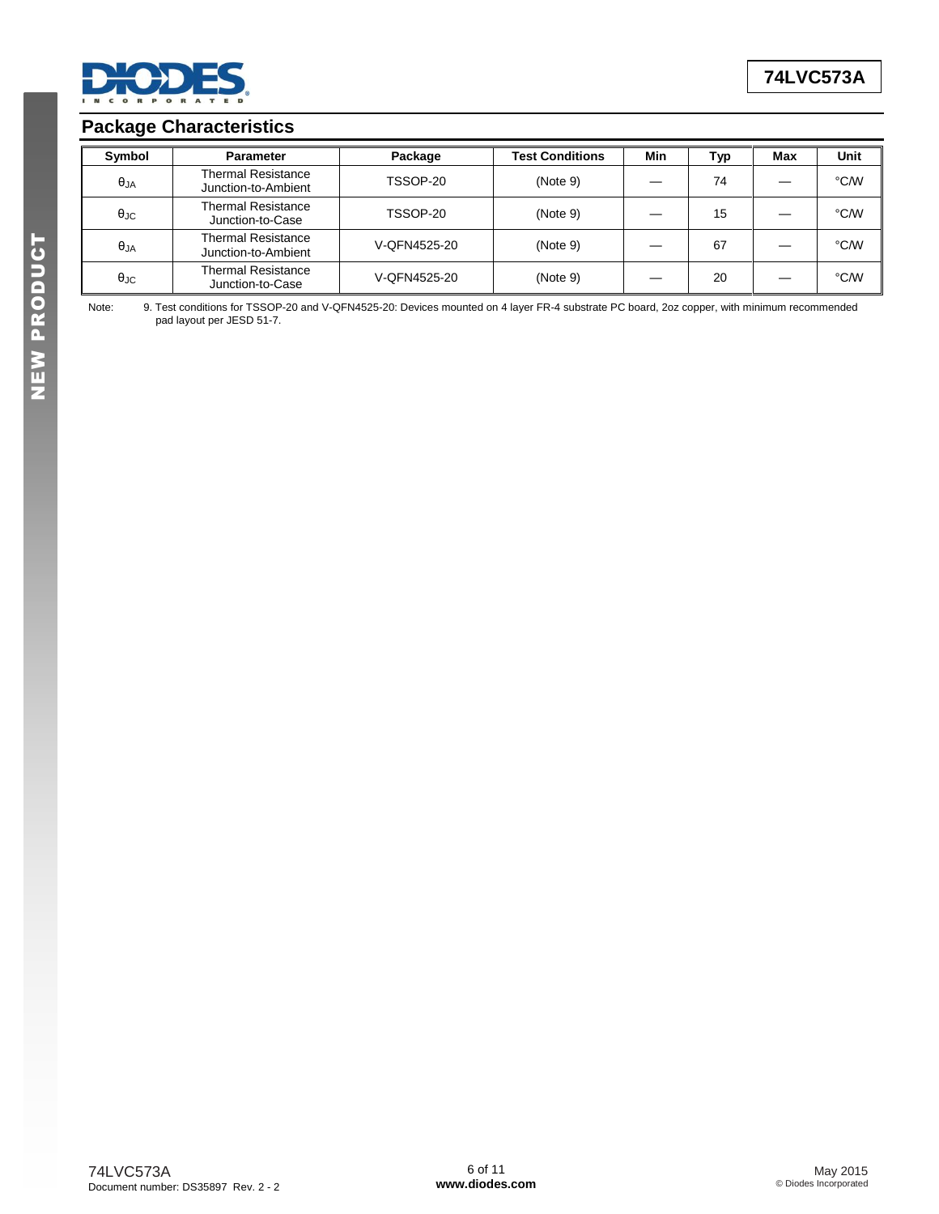## Package Characteristics

| Symbol | Parameter | Package | Test Conditions | Min | Typ | Max | Unit |
|---|---|---|---|---|---|---|---|
| $\theta_{JA}$ | Thermal Resistance Junction-to-Ambient | TSSOP-20 | (Note 9) | — | 74 | — | °C/W |
| $\theta_{JC}$ | Thermal Resistance Junction-to-Case | TSSOP-20 | (Note 9) | — | 15 | — | °C/W |
| $\theta_{JA}$ | Thermal Resistance Junction-to-Ambient | V-QFN4525-20 | (Note 9) | — | 67 | — | °C/W |
| $\theta_{JC}$ | Thermal Resistance Junction-to-Case | V-QFN4525-20 | (Note 9) | — | 20 | — | °C/W |

Note: 9. Test conditions for TSSOP-20 and V-QFN4525-20: Devices mounted on 4 layer FR-4 substrate PC board, 2oz copper, with minimum recommended pad layout per JESD 51-7.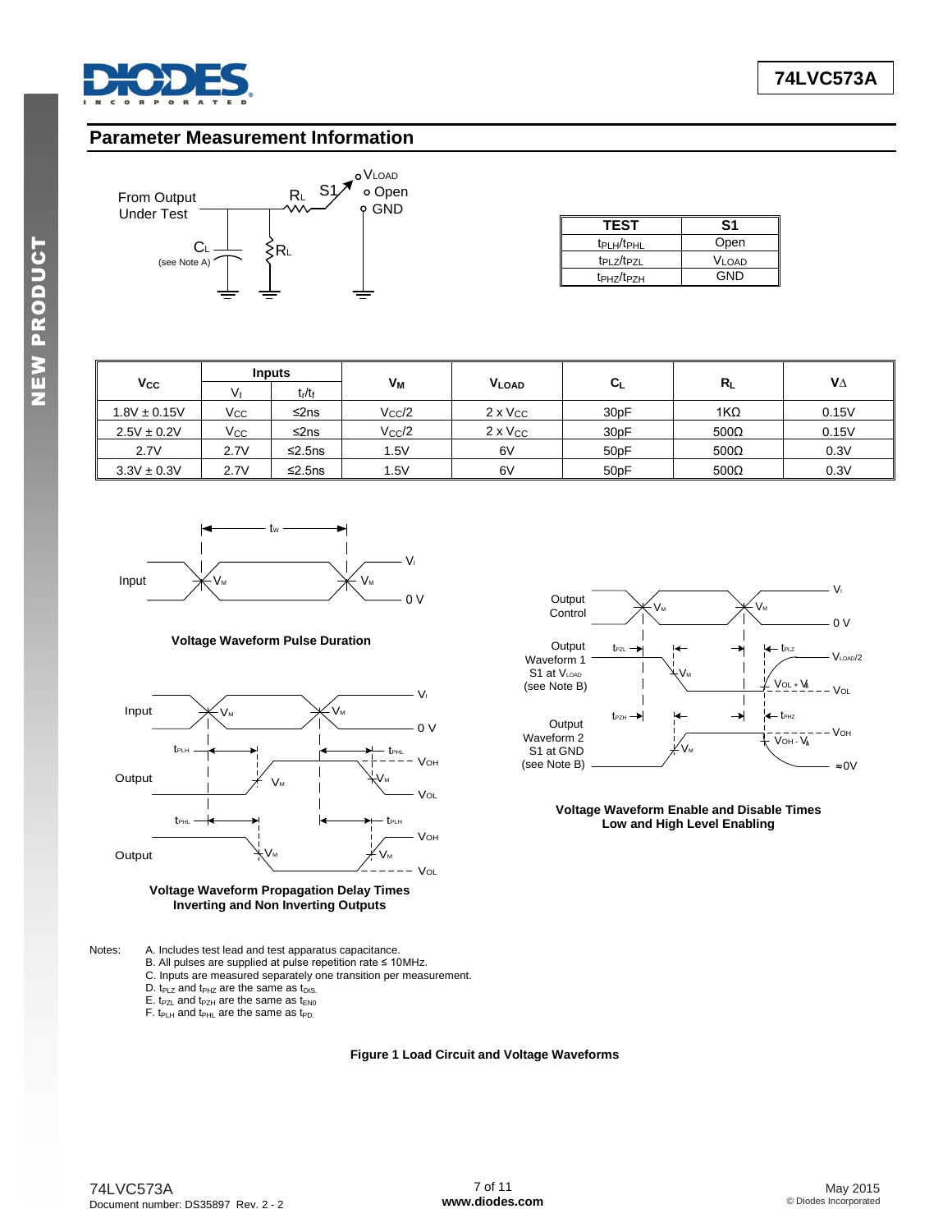## Parameter Measurement Information

| TEST | S1 |
|---|---|
| $t_{PLH}/t_{PHL}$ | Open |
| $t_{PLZ}/t_{PZL}$ | $V_{LOAD}$ |
| $t_{PHZ}/t_{PZH}$ | GND |

| $V_{CC}$ | Inputs | | $V_M$ | $V_{LOAD}$ | $C_L$ | $R_L$ | $V_\Delta$ |
|---|---|---|---|---|---|---|---|
| | $V_I$ | $t_r/t_f$ | | | | | |
| 1.8V ± 0.15V | $V_{CC}$ | ≤2ns | $V_{CC}/2$ | 2 x $V_{CC}$ | 30pF | 1KΩ | 0.15V |
| 2.5V ± 0.2V | $V_{CC}$ | ≤2ns | $V_{CC}/2$ | 2 x $V_{CC}$ | 30pF | 500Ω | 0.15V |
| 2.7V | 2.7V | ≤2.5ns | 1.5V | 6V | 50pF | 500Ω | 0.3V |
| 3.3V ± 0.3V | 2.7V | ≤2.5ns | 1.5V | 6V | 50pF | 500Ω | 0.3V |

Voltage Waveform Pulse Duration

Voltage Waveform Propagation Delay Times Inverting and Non Inverting Outputs

Voltage Waveform Enable and Disable Times Low and High Level Enabling

Notes:
A. Includes test lead and test apparatus capacitance.
B. All pulses are supplied at pulse repetition rate ≤ 10MHz.
C. Inputs are measured separately one transition per measurement.
D. $t_{PLZ}$ and $t_{PHZ}$ are the same as $t_{DIS}$.
E. $t_{PZL}$ and $t_{PZH}$ are the same as $t_{EN0}$
F. $t_{PLH}$ and $t_{PHL}$ are the same as $t_{PD}$.

**Figure 1 Load Circuit and Voltage Waveforms**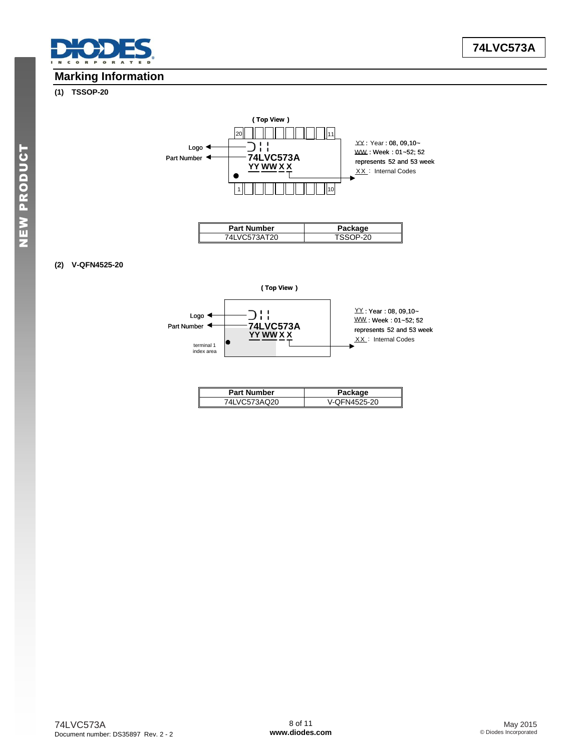## Marking Information

**(1) TSSOP-20**

( Top View )

Logo

Part Number

74LVC573A

YY WW X X

YY : Year : 08, 09,10~

WW : Week : 01~52; 52 represents 52 and 53 week

XX : Internal Codes

| Part Number | Package |
|---|---|
| 74LVC573AT20 | TSSOP-20 |

**(2) V-QFN4525-20**

( Top View )

Logo

Part Number

terminal 1 index area

74LVC573A

YY WW X X

YY : Year : 08, 09,10~

WW : Week : 01~52; 52 represents 52 and 53 week

XX : Internal Codes

| Part Number | Package |
|---|---|
| 74LVC573AQ20 | V-QFN4525-20 |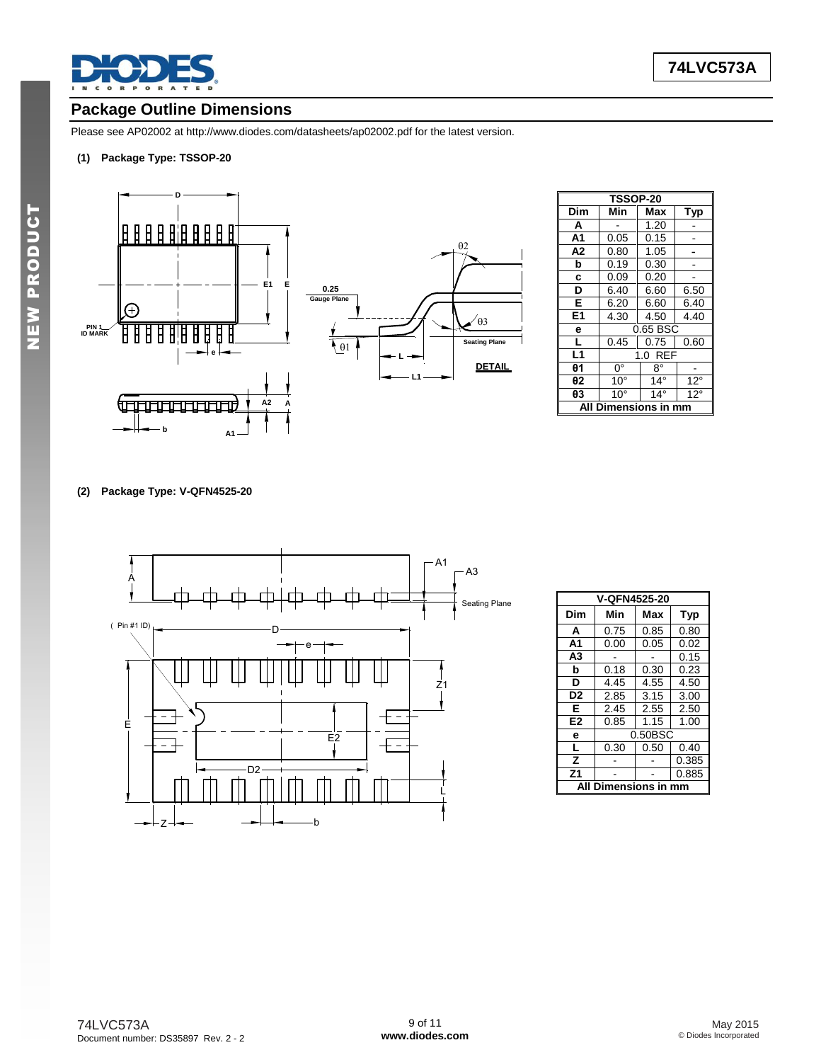## Package Outline Dimensions

Please see AP02002 at http://www.diodes.com/datasheets/ap02002.pdf for the latest version.

**(1) Package Type: TSSOP-20**

| TSSOP-20 | | | |
|---|---|---|---|
| **Dim** | **Min** | **Max** | **Typ** |
| **A** | - | 1.20 | - |
| **A1** | 0.05 | 0.15 | - |
| **A2** | 0.80 | 1.05 | - |
| **b** | 0.19 | 0.30 | - |
| **c** | 0.09 | 0.20 | - |
| **D** | 6.40 | 6.60 | 6.50 |
| **E** | 6.20 | 6.60 | 6.40 |
| **E1** | 4.30 | 4.50 | 4.40 |
| **e** | 0.65 BSC | | |
| **L** | 0.45 | 0.75 | 0.60 |
| **L1** | 1.0 REF | | |
| **θ1** | 0° | 8° | - |
| **θ2** | 10° | 14° | 12° |
| **θ3** | 10° | 14° | 12° |
| **All Dimensions in mm** | | | |

**(2) Package Type: V-QFN4525-20**

| V-QFN4525-20 | | | |
|---|---|---|---|
| **Dim** | **Min** | **Max** | **Typ** |
| **A** | 0.75 | 0.85 | 0.80 |
| **A1** | 0.00 | 0.05 | 0.02 |
| **A3** | - | - | 0.15 |
| **b** | 0.18 | 0.30 | 0.23 |
| **D** | 4.45 | 4.55 | 4.50 |
| **D2** | 2.85 | 3.15 | 3.00 |
| **E** | 2.45 | 2.55 | 2.50 |
| **E2** | 0.85 | 1.15 | 1.00 |
| **e** | 0.50BSC | | |
| **L** | 0.30 | 0.50 | 0.40 |
| **Z** | - | - | 0.385 |
| **Z1** | - | - | 0.885 |
| **All Dimensions in mm** | | | |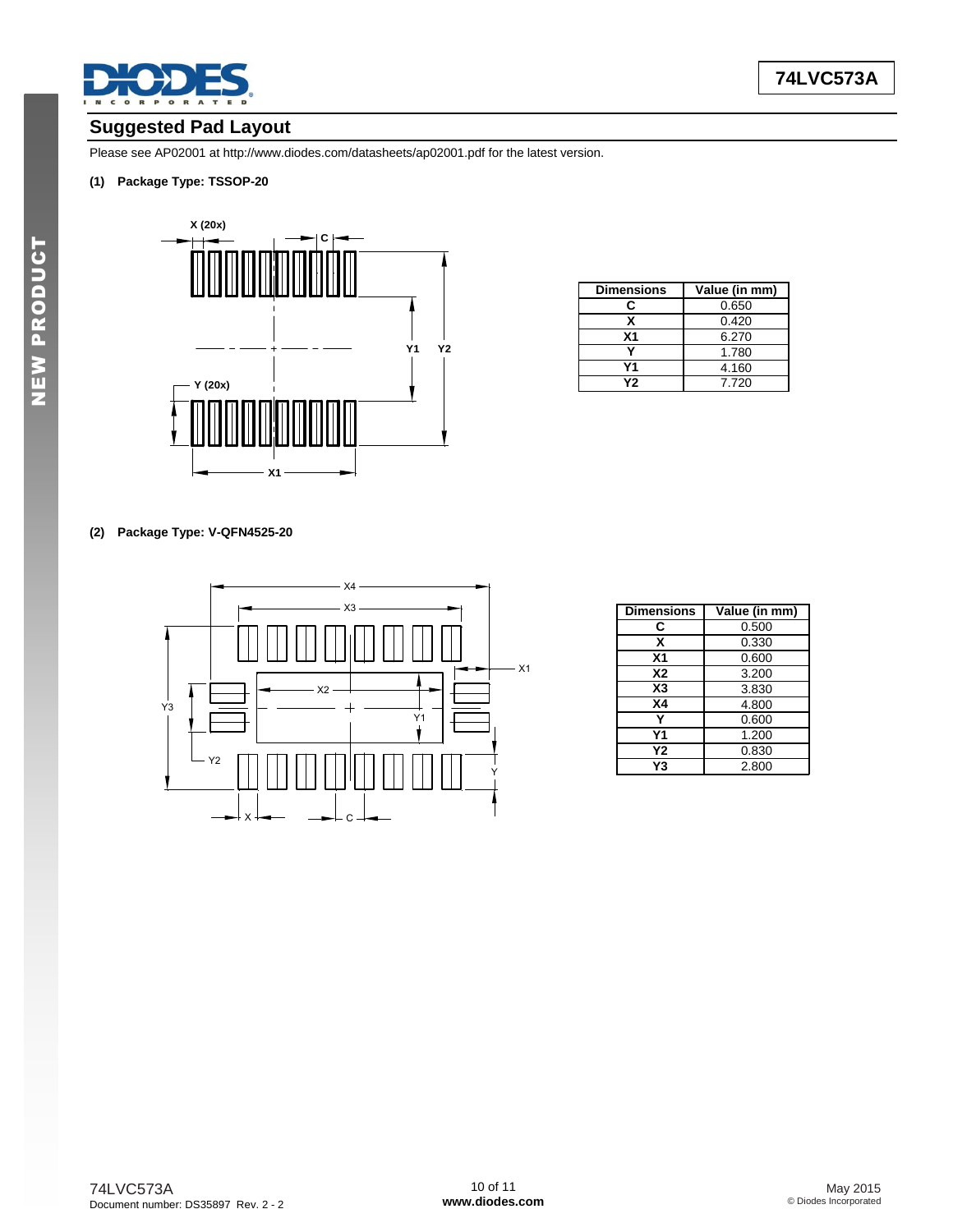## Suggested Pad Layout

Please see AP02001 at http://www.diodes.com/datasheets/ap02001.pdf for the latest version.

**(1) Package Type: TSSOP-20**

| Dimensions | Value (in mm) |
|---|---|
| C | 0.650 |
| X | 0.420 |
| X1 | 6.270 |
| Y | 1.780 |
| Y1 | 4.160 |
| Y2 | 7.720 |

**(2) Package Type: V-QFN4525-20**

| Dimensions | Value (in mm) |
|---|---|
| C | 0.500 |
| X | 0.330 |
| X1 | 0.600 |
| X2 | 3.200 |
| X3 | 3.830 |
| X4 | 4.800 |
| Y | 0.600 |
| Y1 | 1.200 |
| Y2 | 0.830 |
| Y3 | 2.800 |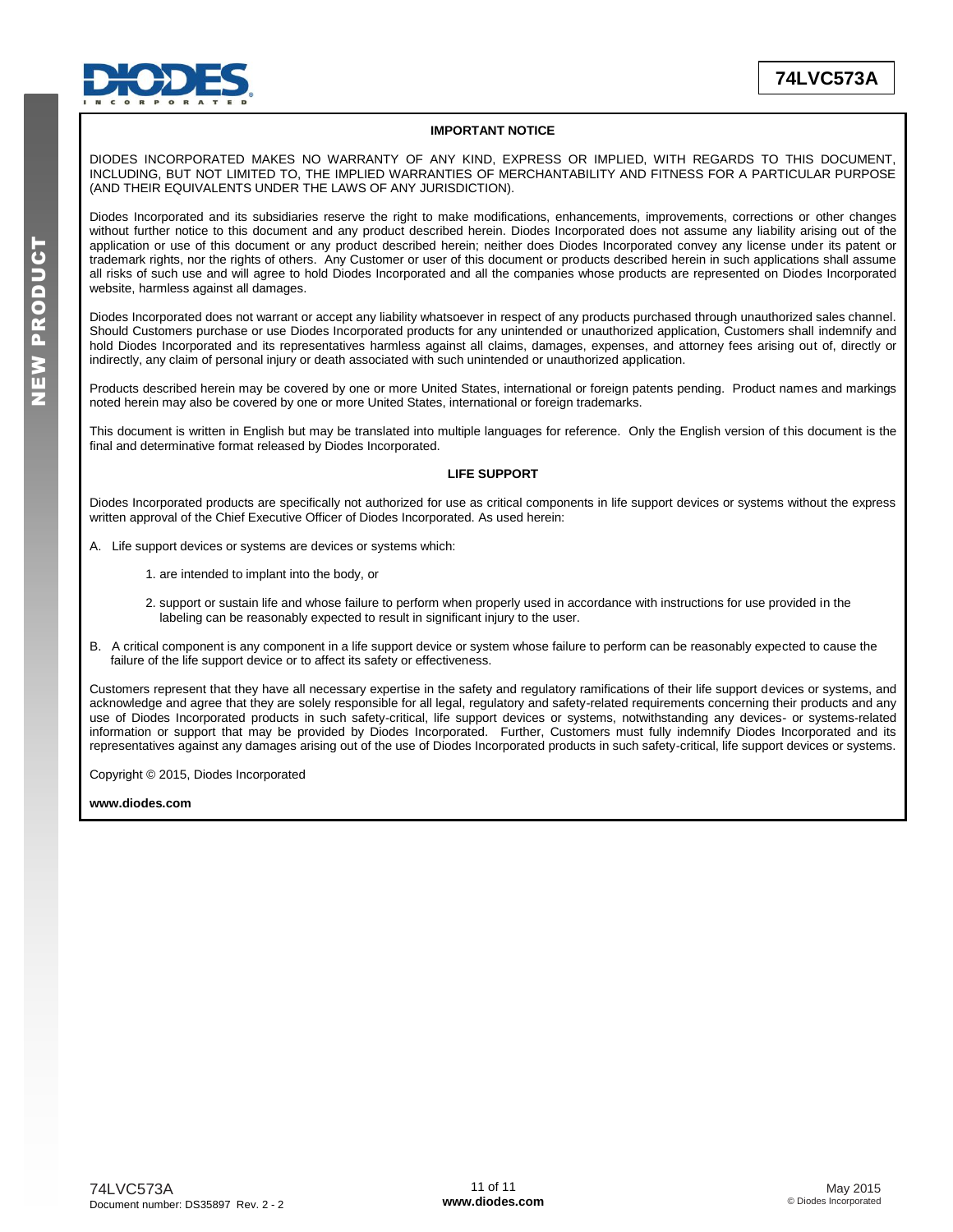**IMPORTANT NOTICE**

DIODES INCORPORATED MAKES NO WARRANTY OF ANY KIND, EXPRESS OR IMPLIED, WITH REGARDS TO THIS DOCUMENT, INCLUDING, BUT NOT LIMITED TO, THE IMPLIED WARRANTIES OF MERCHANTABILITY AND FITNESS FOR A PARTICULAR PURPOSE (AND THEIR EQUIVALENTS UNDER THE LAWS OF ANY JURISDICTION).

Diodes Incorporated and its subsidiaries reserve the right to make modifications, enhancements, improvements, corrections or other changes without further notice to this document and any product described herein. Diodes Incorporated does not assume any liability arising out of the application or use of this document or any product described herein; neither does Diodes Incorporated convey any license under its patent or trademark rights, nor the rights of others. Any Customer or user of this document or products described herein in such applications shall assume all risks of such use and will agree to hold Diodes Incorporated and all the companies whose products are represented on Diodes Incorporated website, harmless against all damages.

Diodes Incorporated does not warrant or accept any liability whatsoever in respect of any products purchased through unauthorized sales channel. Should Customers purchase or use Diodes Incorporated products for any unintended or unauthorized application, Customers shall indemnify and hold Diodes Incorporated and its representatives harmless against all claims, damages, expenses, and attorney fees arising out of, directly or indirectly, any claim of personal injury or death associated with such unintended or unauthorized application.

Products described herein may be covered by one or more United States, international or foreign patents pending. Product names and markings noted herein may also be covered by one or more United States, international or foreign trademarks.

This document is written in English but may be translated into multiple languages for reference. Only the English version of this document is the final and determinative format released by Diodes Incorporated.

**LIFE SUPPORT**

Diodes Incorporated products are specifically not authorized for use as critical components in life support devices or systems without the express written approval of the Chief Executive Officer of Diodes Incorporated. As used herein:

A. Life support devices or systems are devices or systems which:

1. are intended to implant into the body, or
2. support or sustain life and whose failure to perform when properly used in accordance with instructions for use provided in the labeling can be reasonably expected to result in significant injury to the user.

B. A critical component is any component in a life support device or system whose failure to perform can be reasonably expected to cause the failure of the life support device or to affect its safety or effectiveness.

Customers represent that they have all necessary expertise in the safety and regulatory ramifications of their life support devices or systems, and acknowledge and agree that they are solely responsible for all legal, regulatory and safety-related requirements concerning their products and any use of Diodes Incorporated products in such safety-critical, life support devices or systems, notwithstanding any devices- or systems-related information or support that may be provided by Diodes Incorporated. Further, Customers must fully indemnify Diodes Incorporated and its representatives against any damages arising out of the use of Diodes Incorporated products in such safety-critical, life support devices or systems.

Copyright © 2015, Diodes Incorporated

**www.diodes.com**